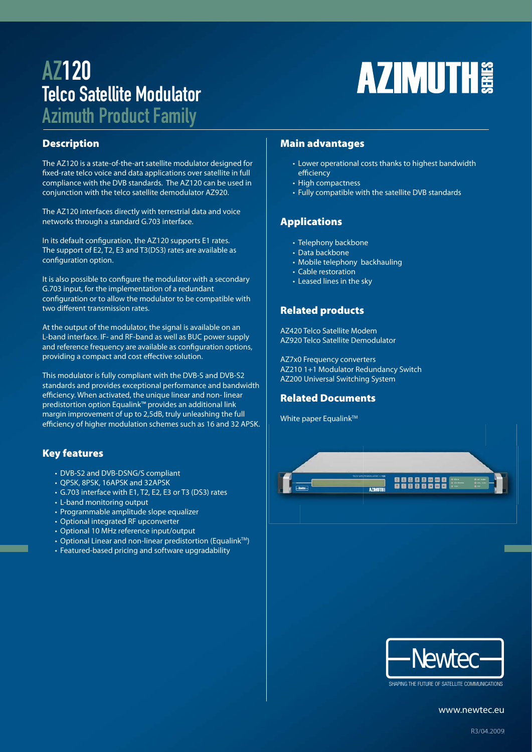# AZ120 Telco Satellite Modulator

## Azimuth Product Family

AZIMUTH SERIES

## Description

The AZ120 is a state-of-the-art satellite modulator designed for fixed-rate telco voice and data applications over satellite in full compliance with the DVB standards. The AZ120 can be used in conjunction with the telco satellite demodulator AZ920.

The AZ120 interfaces directly with terrestrial data and voice networks through a standard G.703 interface.

In its default configuration, the AZ120 supports E1 rates. The support of E2, T2, E3 and T3(DS3) rates are available as configuration option.

It is also possible to configure the modulator with a secondary G.703 input, for the implementation of a redundant configuration or to allow the modulator to be compatible with two different transmission rates.

At the output of the modulator, the signal is available on an L-band interface. IF- and RF-band as well as BUC power supply and reference frequency are available as configuration options, providing a compact and cost effective solution.

This modulator is fully compliant with the DVB-S and DVB-S2 standards and provides exceptional performance and bandwidth efficiency. When activated, the unique linear and non- linear predistortion option Equalink™ provides an additional link margin improvement of up to 2,5dB, truly unleashing the full efficiency of higher modulation schemes such as 16 and 32 APSK.

## Key features

- DVB-S2 and DVB-DSNG/S compliant
- QPSK, 8PSK, 16APSK and 32APSK
- G.703 interface with E1, T2, E2, E3 or T3 (DS3) rates
- L-band monitoring output
- Programmable amplitude slope equalizer
- Optional integrated RF upconverter
- Optional 10 MHz reference input/output
- Optional Linear and non-linear predistortion (Equalink™)
- Featured-based pricing and software upgradability

## Main advantages

- Lower operational costs thanks to highest bandwidth efficiency
- High compactness
- Fully compatible with the satellite DVB standards

## Applications

- Telephony backbone
- Data backbone
- Mobile telephony backhauling
- Cable restoration
- Leased lines in the sky

## Related products

AZ420 Telco Satellite Modem
AZ920 Telco Satellite Demodulator

AZ7x0 Frequency converters
AZ210 1+1 Modulator Redundancy Switch
AZ200 Universal Switching System

## Related Documents

White paper Equalink™

Newtec
SHAPING THE FUTURE OF SATELLITE COMMUNICATIONS

www.newtec.eu

R3/04.2009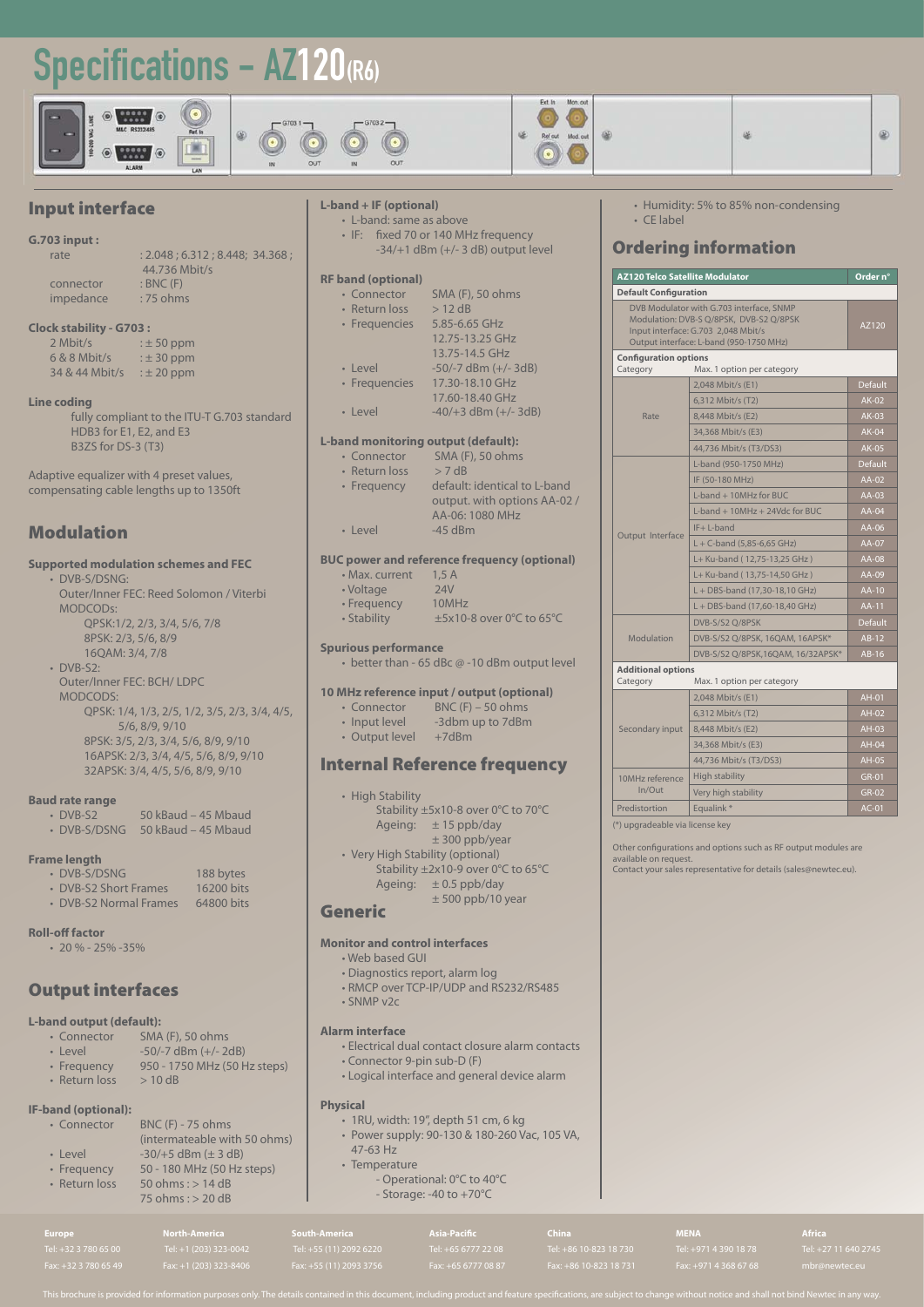# Specifications – AZ120 (R6)

## Input interface

**G.703 input :**

| | |
|---|---|
| rate | : 2.048 ; 6.312 ; 8.448; 34.368 ; 44.736 Mbit/s |
| connector | : BNC (F) |
| impedance | : 75 ohms |

**Clock stability - G703 :**

| | |
|---|---|
| 2 Mbit/s | : ± 50 ppm |
| 6 & 8 Mbit/s | : ± 30 ppm |
| 34 & 44 Mbit/s | : ± 20 ppm |

**Line coding**

fully compliant to the ITU-T G.703 standard
HDB3 for E1, E2, and E3
B3ZS for DS-3 (T3)

Adaptive equalizer with 4 preset values, compensating cable lengths up to 1350ft

## Modulation

**Supported modulation schemes and FEC**

- DVB-S/DSNG:
  Outer/Inner FEC: Reed Solomon / Viterbi
  MODCODs:
  QPSK:1/2, 2/3, 3/4, 5/6, 7/8
  8PSK: 2/3, 5/6, 8/9
  16QAM: 3/4, 7/8
- DVB-S2:
  Outer/Inner FEC: BCH/ LDPC
  MODCODS:
  QPSK: 1/4, 1/3, 2/5, 1/2, 3/5, 2/3, 3/4, 4/5, 5/6, 8/9, 9/10
  8PSK: 3/5, 2/3, 3/4, 5/6, 8/9, 9/10
  16APSK: 2/3, 3/4, 4/5, 5/6, 8/9, 9/10
  32APSK: 3/4, 4/5, 5/6, 8/9, 9/10

**Baud rate range**

- DVB-S2 50 kBaud – 45 Mbaud
- DVB-S/DSNG 50 kBaud – 45 Mbaud

**Frame length**

- DVB-S/DSNG 188 bytes
- DVB-S2 Short Frames 16200 bits
- DVB-S2 Normal Frames 64800 bits

**Roll-off factor**

- 20 % - 25% -35%

## Output interfaces

**L-band output (default):**

- Connector SMA (F), 50 ohms
- Level -50/-7 dBm (+/- 2dB)
- Frequency 950 - 1750 MHz (50 Hz steps)
- Return loss > 10 dB

**IF-band (optional):**

- Connector BNC (F) - 75 ohms (intermateable with 50 ohms)
- Level -30/+5 dBm (± 3 dB)
- Frequency 50 - 180 MHz (50 Hz steps)
- Return loss 50 ohms : > 14 dB
  75 ohms : > 20 dB

**L-band + IF (optional)**

- L-band: same as above
- IF: fixed 70 or 140 MHz frequency
  -34/+1 dBm (+/- 3 dB) output level

**RF band (optional)**

- Connector SMA (F), 50 ohms
- Return loss > 12 dB
- Frequencies 5.85-6.65 GHz
  12.75-13.25 GHz
  13.75-14.5 GHz
- Level -50/-7 dBm (+/- 3dB)
- Frequencies 17.30-18.10 GHz
  17.60-18.40 GHz
- Level -40/+3 dBm (+/- 3dB)

**L-band monitoring output (default):**

- Connector SMA (F), 50 ohms
- Return loss > 7 dB
- Frequency default: identical to L-band output. with options AA-02 / AA-06: 1080 MHz
- Level -45 dBm

**BUC power and reference frequency (optional)**

- Max. current 1,5 A
- Voltage 24V
- Frequency 10MHz
- Stability ±5x10-8 over 0°C to 65°C

**Spurious performance**

- better than - 65 dBc @ -10 dBm output level

**10 MHz reference input / output (optional)**

- Connector BNC (F) – 50 ohms
- Input level -3dbm up to 7dBm
- Output level +7dBm

## Internal Reference frequency

- High Stability
  Stability ±5x10-8 over 0°C to 70°C
  Ageing: ± 15 ppb/day
  ± 300 ppb/year
- Very High Stability (optional)
  Stability ±2x10-9 over 0°C to 65°C
  Ageing: ± 0.5 ppb/day
  ± 500 ppb/10 year

## Generic

**Monitor and control interfaces**

- Web based GUI
- Diagnostics report, alarm log
- RMCP over TCP-IP/UDP and RS232/RS485
- SNMP v2c

**Alarm interface**

- Electrical dual contact closure alarm contacts
- Connector 9-pin sub-D (F)
- Logical interface and general device alarm

**Physical**

- 1RU, width: 19", depth 51 cm, 6 kg
- Power supply: 90-130 & 180-260 Vac, 105 VA, 47-63 Hz
- Temperature
  - Operational: 0°C to 40°C
  - Storage: -40 to +70°C
- Humidity: 5% to 85% non-condensing
- CE label

## Ordering information

| AZ120 Telco Satellite Modulator | | Order n° |
|---|---|---|
| **Default Configuration** | | |
| DVB Modulator with G.703 interface, SNMP Modulation: DVB-S Q/8PSK, DVB-S2 Q/8PSK Input interface: G.703 2,048 Mbit/s Output interface: L-band (950-1750 MHz) | | AZ120 |
| **Configuration options** Category | Max. 1 option per category | |
| Rate | 2,048 Mbit/s (E1) | Default |
| | 6,312 Mbit/s (T2) | AK-02 |
| | 8,448 Mbit/s (E2) | AK-03 |
| | 34,368 Mbit/s (E3) | AK-04 |
| | 44,736 Mbit/s (T3/DS3) | AK-05 |
| Output Interface | L-band (950-1750 MHz) | Default |
| | IF (50-180 MHz) | AA-02 |
| | L-band + 10MHz for BUC | AA-03 |
| | L-band + 10MHz + 24Vdc for BUC | AA-04 |
| | IF+ L-band | AA-06 |
| | L + C-band (5,85-6,65 GHz) | AA-07 |
| | L+ Ku-band ( 12,75-13,25 GHz ) | AA-08 |
| | L+ Ku-band ( 13,75-14,50 GHz ) | AA-09 |
| | L + DBS-band (17,30-18,10 GHz) | AA-10 |
| | L + DBS-band (17,60-18,40 GHz) | AA-11 |
| Modulation | DVB-S/S2 Q/8PSK | Default |
| | DVB-S/S2 Q/8PSK, 16QAM, 16APSK* | AB-12 |
| | DVB-S/S2 Q/8PSK,16QAM, 16/32APSK* | AB-16 |
| **Additional options** Category | Max. 1 option per category | |
| Secondary input | 2,048 Mbit/s (E1) | AH-01 |
| | 6,312 Mbit/s (T2) | AH-02 |
| | 8,448 Mbit/s (E2) | AH-03 |
| | 34,368 Mbit/s (E3) | AH-04 |
| | 44,736 Mbit/s (T3/DS3) | AH-05 |
| 10MHz reference In/Out | High stability | GR-01 |
| | Very high stability | GR-02 |
| Predistortion | Equalink * | AC-01 |

(*) upgradeable via license key

Other configurations and options such as RF output modules are available on request.
Contact your sales representative for details (sales@newtec.eu).

| Europe | North-America | South-America | Asia-Pacific | China | MENA | Africa |
|---|---|---|---|---|---|---|
| Tel: +32 3 780 65 00 | Tel: +1 (203) 323-0042 | Tel: +55 (11) 2092 6220 | Tel: +65 6777 22 08 | Tel: +86 10-823 18 730 | Tel: +971 4 390 18 78 | Tel: +27 11 640 2745 |
| Fax: +32 3 780 65 49 | Fax: +1 (203) 323-8406 | Fax: +55 (11) 2093 3756 | Fax: +65 6777 08 87 | Fax: +86 10-823 18 731 | Fax: +971 4 368 67 68 | mbr@newtec.eu |

This brochure is provided for information purposes only. The details contained in this document, including product and feature specifications, are subject to change without notice and shall not bind Newtec in any way.